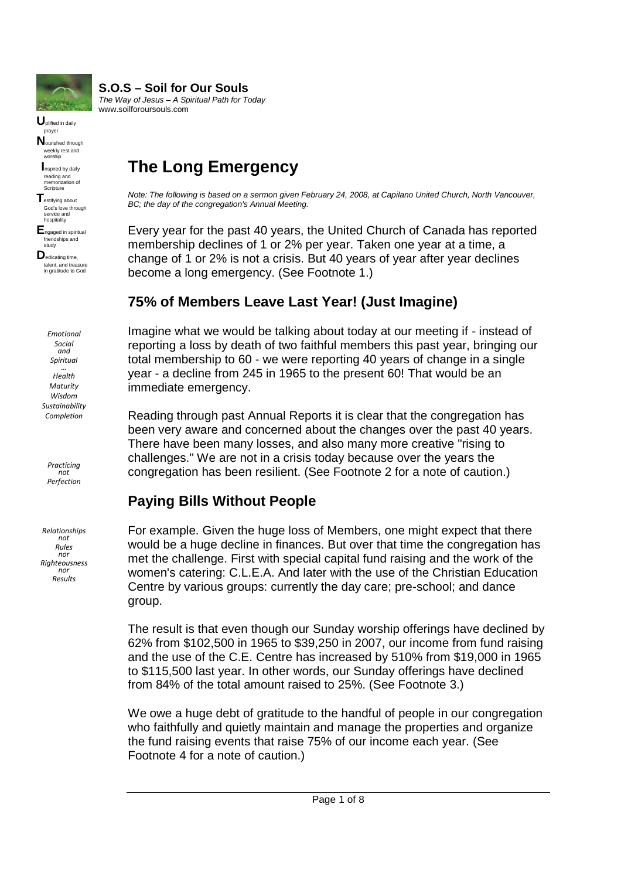**S.O.S – Soil for Our Souls**
*The Way of Jesus – A Spiritual Path for Today*
www.soilforoursouls.com

**U**plifted in daily prayer
**N**ourished through weekly rest and worship
**I**nspired by daily reading and memorization of Scripture
**T**estifying about God's love through service and hospitality
**E**ngaged in spiritual friendships and study
**D**edicating time, talent, and treasure in gratitude to God

*Emotional Social and Spiritual ... Health Maturity Wisdom Sustainability Completion*

*Practicing not Perfection*

*Relationships not Rules nor Righteousness nor Results*

# The Long Emergency

*Note: The following is based on a sermon given February 24, 2008, at Capilano United Church, North Vancouver, BC; the day of the congregation's Annual Meeting.*

Every year for the past 40 years, the United Church of Canada has reported membership declines of 1 or 2% per year. Taken one year at a time, a change of 1 or 2% is not a crisis. But 40 years of year after year declines become a long emergency. (See Footnote 1.)

## 75% of Members Leave Last Year! (Just Imagine)

Imagine what we would be talking about today at our meeting if - instead of reporting a loss by death of two faithful members this past year, bringing our total membership to 60 - we were reporting 40 years of change in a single year - a decline from 245 in 1965 to the present 60! That would be an immediate emergency.

Reading through past Annual Reports it is clear that the congregation has been very aware and concerned about the changes over the past 40 years. There have been many losses, and also many more creative "rising to challenges." We are not in a crisis today because over the years the congregation has been resilient. (See Footnote 2 for a note of caution.)

## Paying Bills Without People

For example. Given the huge loss of Members, one might expect that there would be a huge decline in finances. But over that time the congregation has met the challenge. First with special capital fund raising and the work of the women's catering: C.L.E.A. And later with the use of the Christian Education Centre by various groups: currently the day care; pre-school; and dance group.

The result is that even though our Sunday worship offerings have declined by 62% from $102,500 in 1965 to $39,250 in 2007, our income from fund raising and the use of the C.E. Centre has increased by 510% from $19,000 in 1965 to $115,500 last year. In other words, our Sunday offerings have declined from 84% of the total amount raised to 25%. (See Footnote 3.)

We owe a huge debt of gratitude to the handful of people in our congregation who faithfully and quietly maintain and manage the properties and organize the fund raising events that raise 75% of our income each year. (See Footnote 4 for a note of caution.)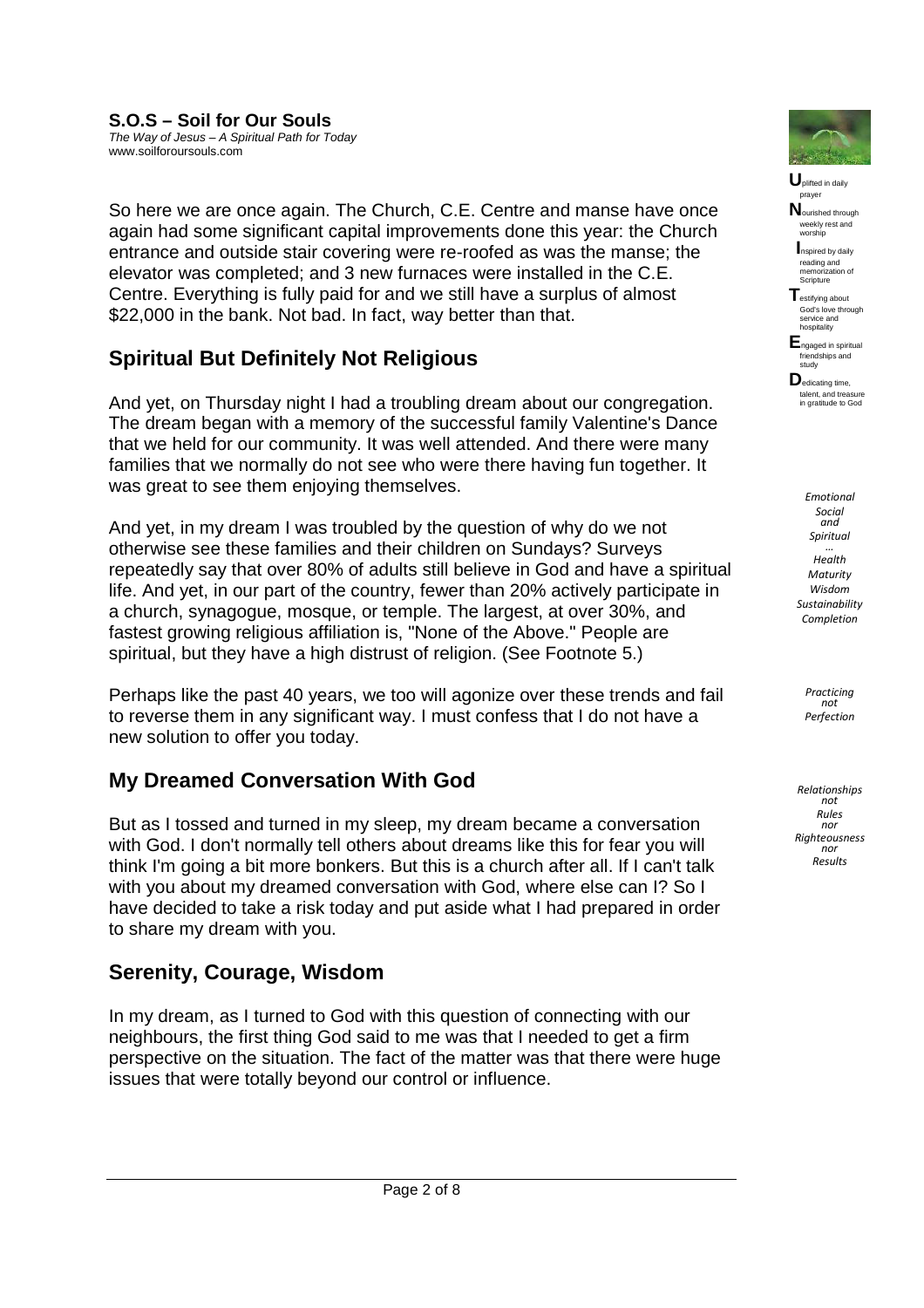**S.O.S – Soil for Our Souls**
*The Way of Jesus – A Spiritual Path for Today*
www.soilforoursouls.com

**U**plifted in daily prayer
**N**ourished through weekly rest and worship
**I**nspired by daily reading and memorization of Scripture
**T**estifying about God's love through service and hospitality
**E**ngaged in spiritual friendships and study
**D**edicating time, talent, and treasure in gratitude to God

*Emotional Social and Spiritual ... Health Maturity Wisdom Sustainability Completion*

*Practicing not Perfection*

*Relationships not Rules nor Righteousness nor Results*

So here we are once again. The Church, C.E. Centre and manse have once again had some significant capital improvements done this year: the Church entrance and outside stair covering were re-roofed as was the manse; the elevator was completed; and 3 new furnaces were installed in the C.E. Centre. Everything is fully paid for and we still have a surplus of almost $22,000 in the bank. Not bad. In fact, way better than that.

## Spiritual But Definitely Not Religious

And yet, on Thursday night I had a troubling dream about our congregation. The dream began with a memory of the successful family Valentine's Dance that we held for our community. It was well attended. And there were many families that we normally do not see who were there having fun together. It was great to see them enjoying themselves.

And yet, in my dream I was troubled by the question of why do we not otherwise see these families and their children on Sundays? Surveys repeatedly say that over 80% of adults still believe in God and have a spiritual life. And yet, in our part of the country, fewer than 20% actively participate in a church, synagogue, mosque, or temple. The largest, at over 30%, and fastest growing religious affiliation is, "None of the Above." People are spiritual, but they have a high distrust of religion. (See Footnote 5.)

Perhaps like the past 40 years, we too will agonize over these trends and fail to reverse them in any significant way. I must confess that I do not have a new solution to offer you today.

## My Dreamed Conversation With God

But as I tossed and turned in my sleep, my dream became a conversation with God. I don't normally tell others about dreams like this for fear you will think I'm going a bit more bonkers. But this is a church after all. If I can't talk with you about my dreamed conversation with God, where else can I? So I have decided to take a risk today and put aside what I had prepared in order to share my dream with you.

## Serenity, Courage, Wisdom

In my dream, as I turned to God with this question of connecting with our neighbours, the first thing God said to me was that I needed to get a firm perspective on the situation. The fact of the matter was that there were huge issues that were totally beyond our control or influence.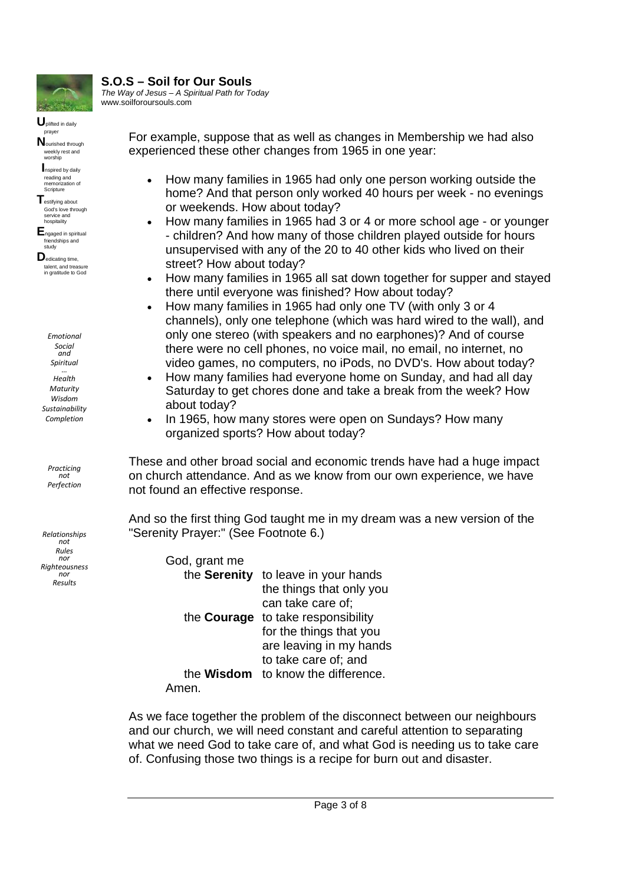For example, suppose that as well as changes in Membership we had also experienced these other changes from 1965 in one year:

- How many families in 1965 had only one person working outside the home? And that person only worked 40 hours per week - no evenings or weekends. How about today?
- How many families in 1965 had 3 or 4 or more school age - or younger - children? And how many of those children played outside for hours unsupervised with any of the 20 to 40 other kids who lived on their street? How about today?
- How many families in 1965 all sat down together for supper and stayed there until everyone was finished? How about today?
- How many families in 1965 had only one TV (with only 3 or 4 channels), only one telephone (which was hard wired to the wall), and only one stereo (with speakers and no earphones)? And of course there were no cell phones, no voice mail, no email, no internet, no video games, no computers, no iPods, no DVD's. How about today?
- How many families had everyone home on Sunday, and had all day Saturday to get chores done and take a break from the week? How about today?
- In 1965, how many stores were open on Sundays? How many organized sports? How about today?

These and other broad social and economic trends have had a huge impact on church attendance. And as we know from our own experience, we have not found an effective response.

And so the first thing God taught me in my dream was a new version of the "Serenity Prayer:" (See Footnote 6.)

God, grant me
the **Serenity** to leave in your hands the things that only you can take care of;
the **Courage** to take responsibility for the things that you are leaving in my hands to take care of; and
the **Wisdom** to know the difference.
Amen.

As we face together the problem of the disconnect between our neighbours and our church, we will need constant and careful attention to separating what we need God to take care of, and what God is needing us to take care of. Confusing those two things is a recipe for burn out and disaster.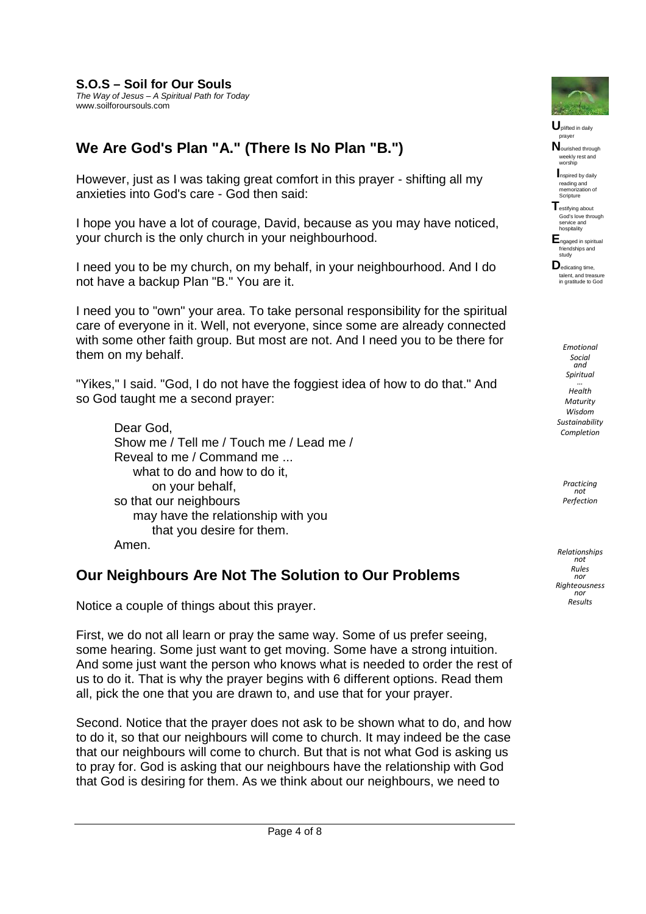**S.O.S – Soil for Our Souls**
*The Way of Jesus – A Spiritual Path for Today*
www.soilforoursouls.com

## We Are God's Plan "A." (There Is No Plan "B.")

However, just as I was taking great comfort in this prayer - shifting all my anxieties into God's care - God then said:

I hope you have a lot of courage, David, because as you may have noticed, your church is the only church in your neighbourhood.

I need you to be my church, on my behalf, in your neighbourhood. And I do not have a backup Plan "B." You are it.

I need you to "own" your area. To take personal responsibility for the spiritual care of everyone in it. Well, not everyone, since some are already connected with some other faith group. But most are not. And I need you to be there for them on my behalf.

"Yikes," I said. "God, I do not have the foggiest idea of how to do that." And so God taught me a second prayer:

> Dear God,
> Show me / Tell me / Touch me / Lead me /
> Reveal to me / Command me ...
> what to do and how to do it,
> on your behalf,
> so that our neighbours
> may have the relationship with you
> that you desire for them.
> Amen.

## Our Neighbours Are Not The Solution to Our Problems

Notice a couple of things about this prayer.

First, we do not all learn or pray the same way. Some of us prefer seeing, some hearing. Some just want to get moving. Some have a strong intuition. And some just want the person who knows what is needed to order the rest of us to do it. That is why the prayer begins with 6 different options. Read them all, pick the one that you are drawn to, and use that for your prayer.

Second. Notice that the prayer does not ask to be shown what to do, and how to do it, so that our neighbours will come to church. It may indeed be the case that our neighbours will come to church. But that is not what God is asking us to pray for. God is asking that our neighbours have the relationship with God that God is desiring for them. As we think about our neighbours, we need to

---

**U**plifted in daily prayer
**N**ourished through weekly rest and worship
**I**nspired by daily reading and memorization of Scripture
**T**estifying about God's love through service and hospitality
**E**ngaged in spiritual friendships and study
**D**edicating time, talent, and treasure in gratitude to God

*Emotional*
*Social*
*and*
*Spiritual*
*...*
*Health*
*Maturity*
*Wisdom*
*Sustainability*
*Completion*

*Practicing*
*not*
*Perfection*

*Relationships*
*not*
*Rules*
*nor*
*Righteousness*
*nor*
*Results*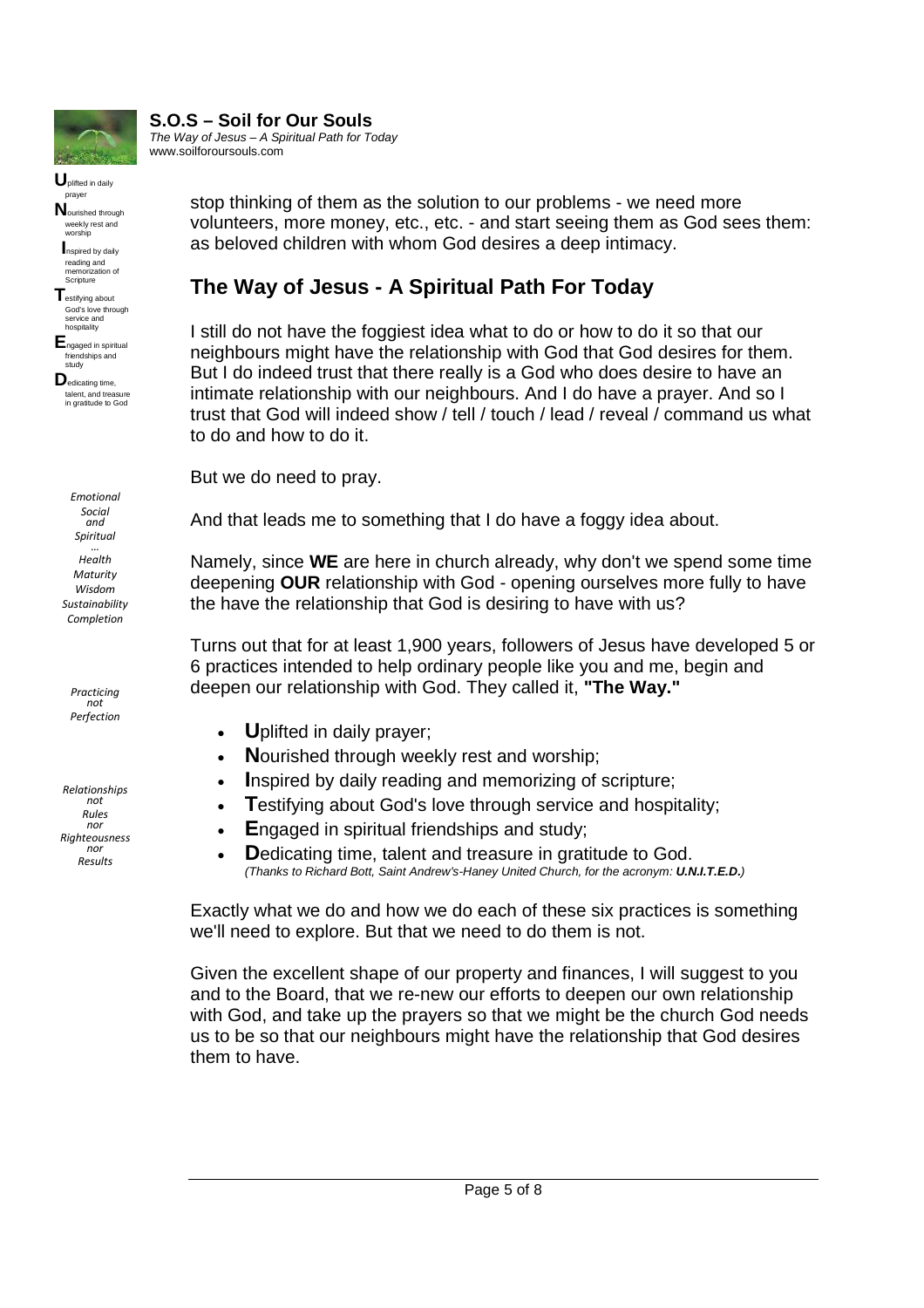stop thinking of them as the solution to our problems - we need more volunteers, more money, etc., etc. - and start seeing them as God sees them: as beloved children with whom God desires a deep intimacy.

## The Way of Jesus - A Spiritual Path For Today

I still do not have the foggiest idea what to do or how to do it so that our neighbours might have the relationship with God that God desires for them. But I do indeed trust that there really is a God who does desire to have an intimate relationship with our neighbours. And I do have a prayer. And so I trust that God will indeed show / tell / touch / lead / reveal / command us what to do and how to do it.

But we do need to pray.

And that leads me to something that I do have a foggy idea about.

Namely, since **WE** are here in church already, why don't we spend some time deepening **OUR** relationship with God - opening ourselves more fully to have the have the relationship that God is desiring to have with us?

Turns out that for at least 1,900 years, followers of Jesus have developed 5 or 6 practices intended to help ordinary people like you and me, begin and deepen our relationship with God. They called it, **"The Way."**

- **U**plifted in daily prayer;
- **N**ourished through weekly rest and worship;
- **I**nspired by daily reading and memorizing of scripture;
- **T**estifying about God's love through service and hospitality;
- **E**ngaged in spiritual friendships and study;
- **D**edicating time, talent and treasure in gratitude to God.
  *(Thanks to Richard Bott, Saint Andrew's-Haney United Church, for the acronym: **U.N.I.T.E.D.**)*

Exactly what we do and how we do each of these six practices is something we'll need to explore. But that we need to do them is not.

Given the excellent shape of our property and finances, I will suggest to you and to the Board, that we re-new our efforts to deepen our own relationship with God, and take up the prayers so that we might be the church God needs us to be so that our neighbours might have the relationship that God desires them to have.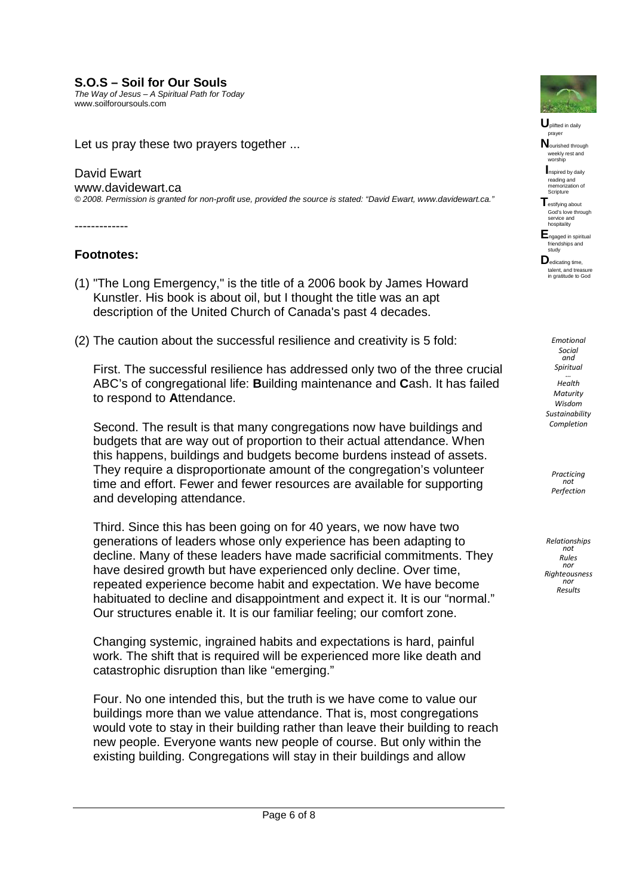Let us pray these two prayers together ...

David Ewart
www.davidewart.ca
*© 2008. Permission is granted for non-profit use, provided the source is stated: "David Ewart, www.davidewart.ca."*

-------------

### Footnotes:

(1) "The Long Emergency," is the title of a 2006 book by James Howard Kunstler. His book is about oil, but I thought the title was an apt description of the United Church of Canada's past 4 decades.

(2) The caution about the successful resilience and creativity is 5 fold:

First. The successful resilience has addressed only two of the three crucial ABC's of congregational life: **B**uilding maintenance and **C**ash. It has failed to respond to **A**ttendance.

Second. The result is that many congregations now have buildings and budgets that are way out of proportion to their actual attendance. When this happens, buildings and budgets become burdens instead of assets. They require a disproportionate amount of the congregation's volunteer time and effort. Fewer and fewer resources are available for supporting and developing attendance.

Third. Since this has been going on for 40 years, we now have two generations of leaders whose only experience has been adapting to decline. Many of these leaders have made sacrificial commitments. They have desired growth but have experienced only decline. Over time, repeated experience become habit and expectation. We have become habituated to decline and disappointment and expect it. It is our "normal." Our structures enable it. It is our familiar feeling; our comfort zone.

Changing systemic, ingrained habits and expectations is hard, painful work. The shift that is required will be experienced more like death and catastrophic disruption than like "emerging."

Four. No one intended this, but the truth is we have come to value our buildings more than we value attendance. That is, most congregations would vote to stay in their building rather than leave their building to reach new people. Everyone wants new people of course. But only within the existing building. Congregations will stay in their buildings and allow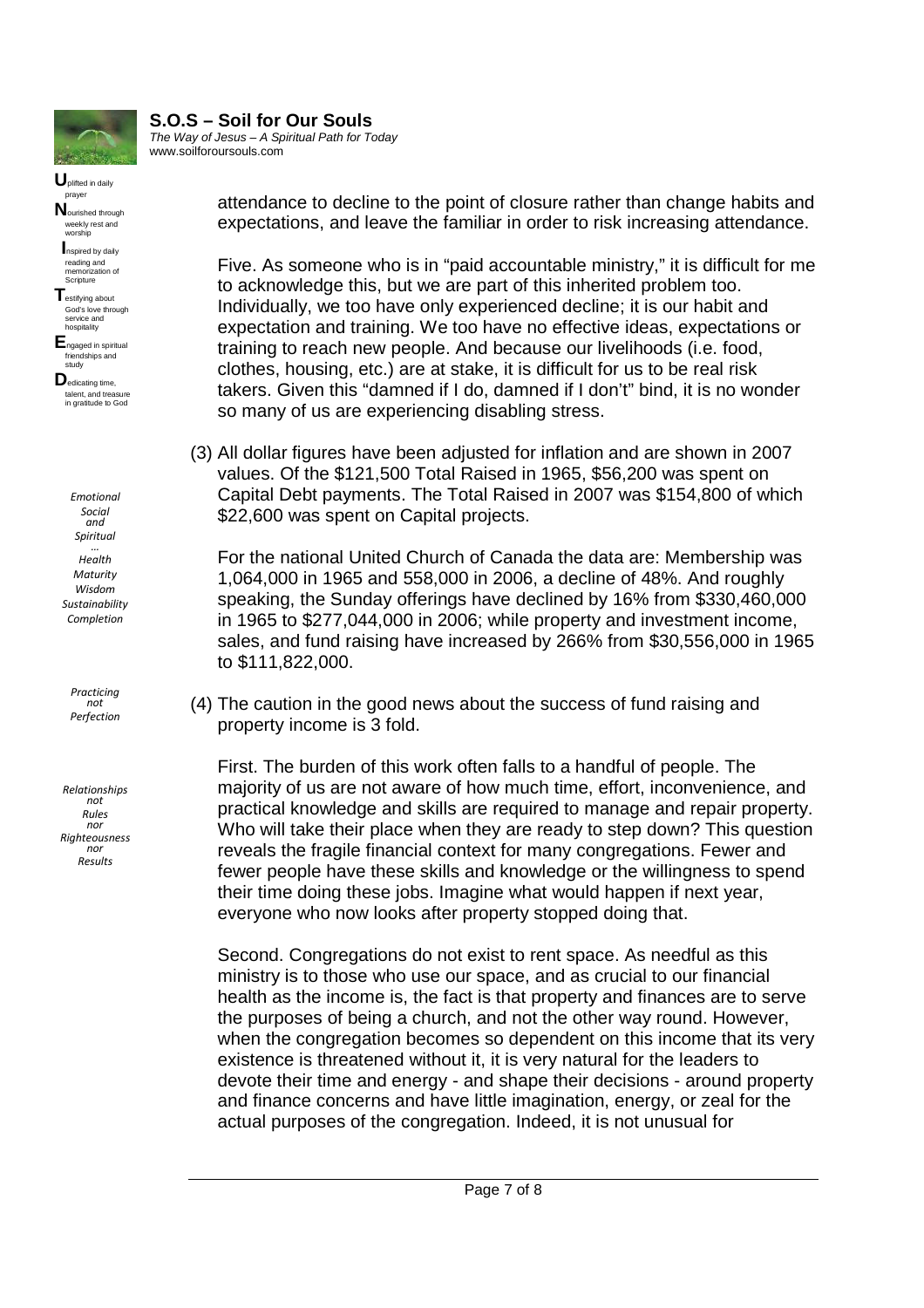attendance to decline to the point of closure rather than change habits and expectations, and leave the familiar in order to risk increasing attendance.

Five. As someone who is in "paid accountable ministry," it is difficult for me to acknowledge this, but we are part of this inherited problem too. Individually, we too have only experienced decline; it is our habit and expectation and training. We too have no effective ideas, expectations or training to reach new people. And because our livelihoods (i.e. food, clothes, housing, etc.) are at stake, it is difficult for us to be real risk takers. Given this "damned if I do, damned if I don't" bind, it is no wonder so many of us are experiencing disabling stress.

(3) All dollar figures have been adjusted for inflation and are shown in 2007 values. Of the $121,500 Total Raised in 1965, $56,200 was spent on Capital Debt payments. The Total Raised in 2007 was $154,800 of which $22,600 was spent on Capital projects.

For the national United Church of Canada the data are: Membership was 1,064,000 in 1965 and 558,000 in 2006, a decline of 48%. And roughly speaking, the Sunday offerings have declined by 16% from $330,460,000 in 1965 to $277,044,000 in 2006; while property and investment income, sales, and fund raising have increased by 266% from $30,556,000 in 1965 to $111,822,000.

(4) The caution in the good news about the success of fund raising and property income is 3 fold.

First. The burden of this work often falls to a handful of people. The majority of us are not aware of how much time, effort, inconvenience, and practical knowledge and skills are required to manage and repair property. Who will take their place when they are ready to step down? This question reveals the fragile financial context for many congregations. Fewer and fewer people have these skills and knowledge or the willingness to spend their time doing these jobs. Imagine what would happen if next year, everyone who now looks after property stopped doing that.

Second. Congregations do not exist to rent space. As needful as this ministry is to those who use our space, and as crucial to our financial health as the income is, the fact is that property and finances are to serve the purposes of being a church, and not the other way round. However, when the congregation becomes so dependent on this income that its very existence is threatened without it, it is very natural for the leaders to devote their time and energy - and shape their decisions - around property and finance concerns and have little imagination, energy, or zeal for the actual purposes of the congregation. Indeed, it is not unusual for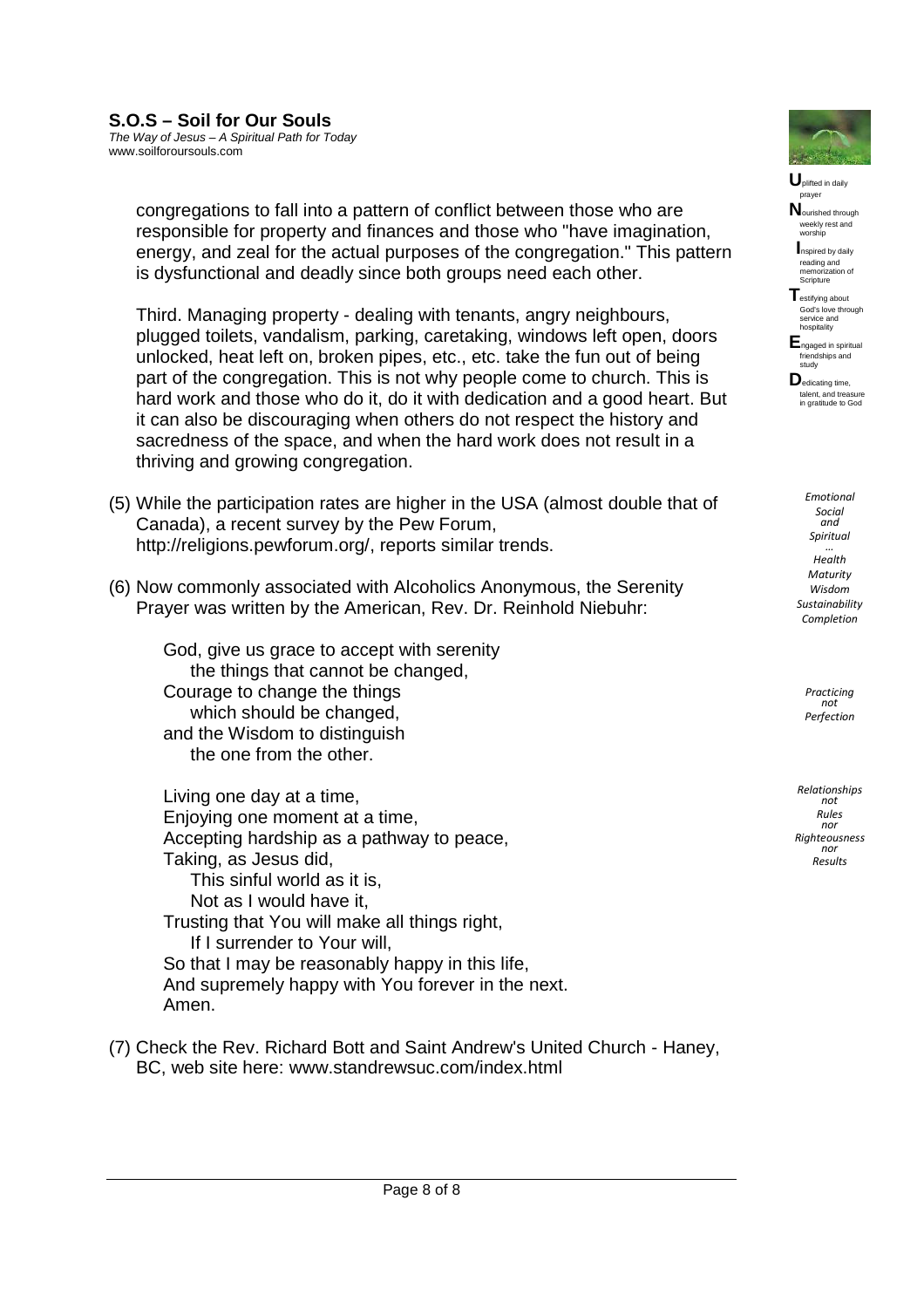congregations to fall into a pattern of conflict between those who are responsible for property and finances and those who "have imagination, energy, and zeal for the actual purposes of the congregation." This pattern is dysfunctional and deadly since both groups need each other.

Third. Managing property - dealing with tenants, angry neighbours, plugged toilets, vandalism, parking, caretaking, windows left open, doors unlocked, heat left on, broken pipes, etc., etc. take the fun out of being part of the congregation. This is not why people come to church. This is hard work and those who do it, do it with dedication and a good heart. But it can also be discouraging when others do not respect the history and sacredness of the space, and when the hard work does not result in a thriving and growing congregation.

(5) While the participation rates are higher in the USA (almost double that of Canada), a recent survey by the Pew Forum, http://religions.pewforum.org/, reports similar trends.

(6) Now commonly associated with Alcoholics Anonymous, the Serenity Prayer was written by the American, Rev. Dr. Reinhold Niebuhr:

God, give us grace to accept with serenity
the things that cannot be changed,
Courage to change the things
which should be changed,
and the Wisdom to distinguish
the one from the other.

Living one day at a time,
Enjoying one moment at a time,
Accepting hardship as a pathway to peace,
Taking, as Jesus did,
This sinful world as it is,
Not as I would have it,
Trusting that You will make all things right,
If I surrender to Your will,
So that I may be reasonably happy in this life,
And supremely happy with You forever in the next.
Amen.

(7) Check the Rev. Richard Bott and Saint Andrew's United Church - Haney, BC, web site here: www.standrewsuc.com/index.html

**U**plifted in daily prayer
**N**ourished through weekly rest and worship
**I**nspired by daily reading and memorization of Scripture
**T**estifying about God's love through service and hospitality
**E**ngaged in spiritual friendships and study
**D**edicating time, talent, and treasure in gratitude to God

*Emotional Social and Spiritual … Health Maturity Wisdom Sustainability Completion*

*Practicing not Perfection*

*Relationships not Rules nor Righteousness nor Results*